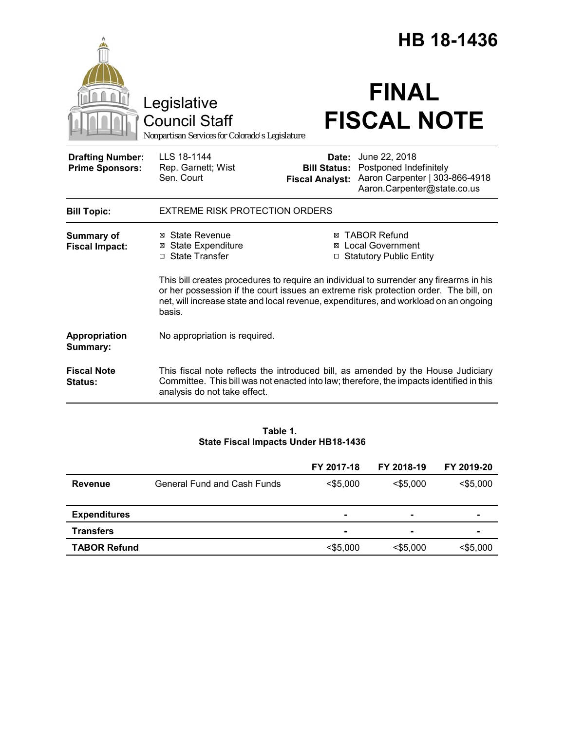# HB 18-1436

Legislative Council Staff

*Nonpartisan Services for Colorado's Legislature*

# FINAL FISCAL NOTE

| | | | |
|---|---|---|---|
| **Drafting Number:** | LLS 18-1144 | **Date:** | June 22, 2018 |
| **Prime Sponsors:** | Rep. Garnett; Wist<br>Sen. Court | **Bill Status:** | Postponed Indefinitely |
| | | **Fiscal Analyst:** | Aaron Carpenter \| 303-866-4918<br>Aaron.Carpenter@state.co.us |

**Bill Topic:** EXTREME RISK PROTECTION ORDERS

**Summary of Fiscal Impact:**

- ☒ State Revenue
- ☒ State Expenditure
- ☐ State Transfer
- ☒ TABOR Refund
- ☒ Local Government
- ☐ Statutory Public Entity

This bill creates procedures to require an individual to surrender any firearms in his or her possession if the court issues an extreme risk protection order. The bill, on net, will increase state and local revenue, expenditures, and workload on an ongoing basis.

**Appropriation Summary:** No appropriation is required.

**Fiscal Note Status:** This fiscal note reflects the introduced bill, as amended by the House Judiciary Committee. This bill was not enacted into law; therefore, the impacts identified in this analysis do not take effect.

**Table 1.**
**State Fiscal Impacts Under HB18-1436**

| | | FY 2017-18 | FY 2018-19 | FY 2019-20 |
|---|---|---|---|---|
| **Revenue** | General Fund and Cash Funds | <$5,000 | <$5,000 | <$5,000 |
| **Expenditures** | | - | - | - |
| **Transfers** | | - | - | - |
| **TABOR Refund** | | <$5,000 | <$5,000 | <$5,000 |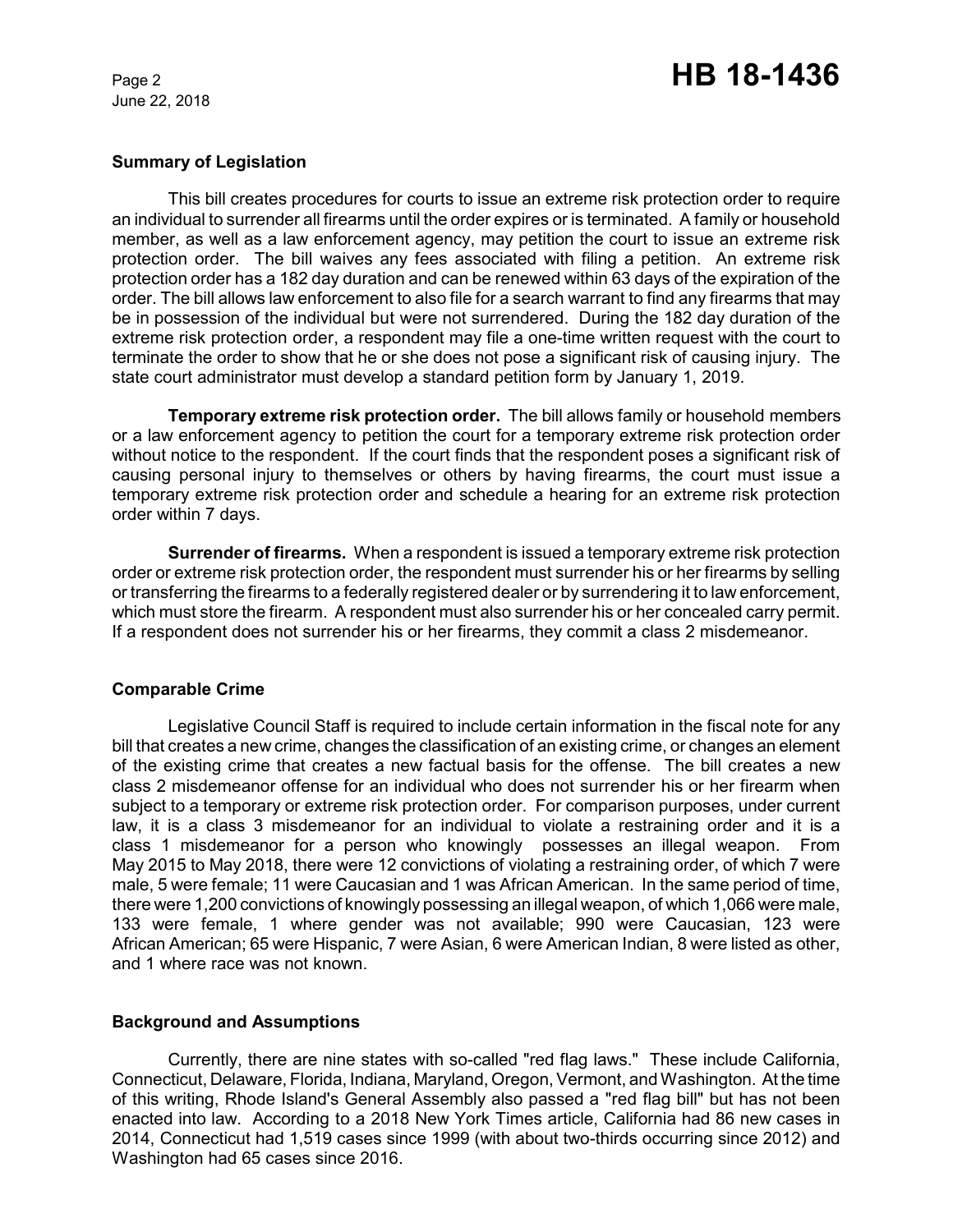## Summary of Legislation

This bill creates procedures for courts to issue an extreme risk protection order to require an individual to surrender all firearms until the order expires or is terminated. A family or household member, as well as a law enforcement agency, may petition the court to issue an extreme risk protection order. The bill waives any fees associated with filing a petition. An extreme risk protection order has a 182 day duration and can be renewed within 63 days of the expiration of the order. The bill allows law enforcement to also file for a search warrant to find any firearms that may be in possession of the individual but were not surrendered. During the 182 day duration of the extreme risk protection order, a respondent may file a one-time written request with the court to terminate the order to show that he or she does not pose a significant risk of causing injury. The state court administrator must develop a standard petition form by January 1, 2019.

**Temporary extreme risk protection order.** The bill allows family or household members or a law enforcement agency to petition the court for a temporary extreme risk protection order without notice to the respondent. If the court finds that the respondent poses a significant risk of causing personal injury to themselves or others by having firearms, the court must issue a temporary extreme risk protection order and schedule a hearing for an extreme risk protection order within 7 days.

**Surrender of firearms.** When a respondent is issued a temporary extreme risk protection order or extreme risk protection order, the respondent must surrender his or her firearms by selling or transferring the firearms to a federally registered dealer or by surrendering it to law enforcement, which must store the firearm. A respondent must also surrender his or her concealed carry permit. If a respondent does not surrender his or her firearms, they commit a class 2 misdemeanor.

## Comparable Crime

Legislative Council Staff is required to include certain information in the fiscal note for any bill that creates a new crime, changes the classification of an existing crime, or changes an element of the existing crime that creates a new factual basis for the offense. The bill creates a new class 2 misdemeanor offense for an individual who does not surrender his or her firearm when subject to a temporary or extreme risk protection order. For comparison purposes, under current law, it is a class 3 misdemeanor for an individual to violate a restraining order and it is a class 1 misdemeanor for a person who knowingly possesses an illegal weapon. From May 2015 to May 2018, there were 12 convictions of violating a restraining order, of which 7 were male, 5 were female; 11 were Caucasian and 1 was African American. In the same period of time, there were 1,200 convictions of knowingly possessing an illegal weapon, of which 1,066 were male, 133 were female, 1 where gender was not available; 990 were Caucasian, 123 were African American; 65 were Hispanic, 7 were Asian, 6 were American Indian, 8 were listed as other, and 1 where race was not known.

## Background and Assumptions

Currently, there are nine states with so-called "red flag laws." These include California, Connecticut, Delaware, Florida, Indiana, Maryland, Oregon, Vermont, and Washington. At the time of this writing, Rhode Island's General Assembly also passed a "red flag bill" but has not been enacted into law. According to a 2018 New York Times article, California had 86 new cases in 2014, Connecticut had 1,519 cases since 1999 (with about two-thirds occurring since 2012) and Washington had 65 cases since 2016.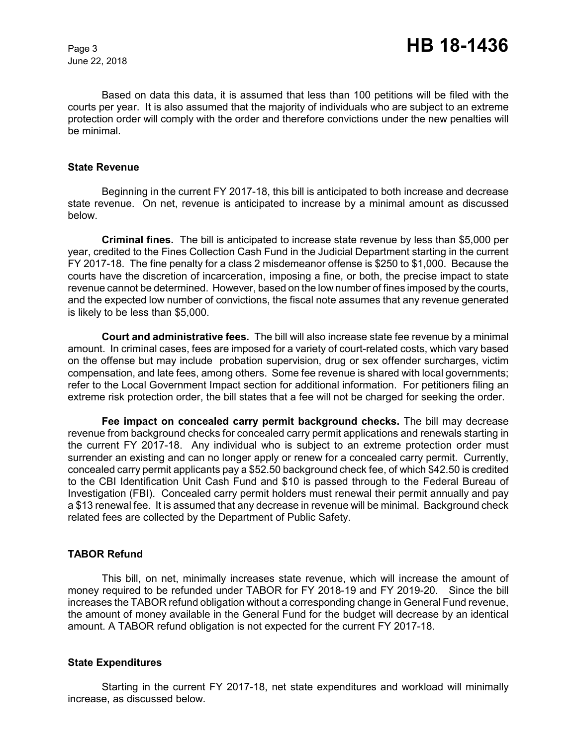Based on data this data, it is assumed that less than 100 petitions will be filed with the courts per year. It is also assumed that the majority of individuals who are subject to an extreme protection order will comply with the order and therefore convictions under the new penalties will be minimal.

## State Revenue

Beginning in the current FY 2017-18, this bill is anticipated to both increase and decrease state revenue. On net, revenue is anticipated to increase by a minimal amount as discussed below.

**Criminal fines.** The bill is anticipated to increase state revenue by less than $5,000 per year, credited to the Fines Collection Cash Fund in the Judicial Department starting in the current FY 2017-18. The fine penalty for a class 2 misdemeanor offense is $250 to $1,000. Because the courts have the discretion of incarceration, imposing a fine, or both, the precise impact to state revenue cannot be determined. However, based on the low number of fines imposed by the courts, and the expected low number of convictions, the fiscal note assumes that any revenue generated is likely to be less than $5,000.

**Court and administrative fees.** The bill will also increase state fee revenue by a minimal amount. In criminal cases, fees are imposed for a variety of court-related costs, which vary based on the offense but may include probation supervision, drug or sex offender surcharges, victim compensation, and late fees, among others. Some fee revenue is shared with local governments; refer to the Local Government Impact section for additional information. For petitioners filing an extreme risk protection order, the bill states that a fee will not be charged for seeking the order.

**Fee impact on concealed carry permit background checks.** The bill may decrease revenue from background checks for concealed carry permit applications and renewals starting in the current FY 2017-18. Any individual who is subject to an extreme protection order must surrender an existing and can no longer apply or renew for a concealed carry permit. Currently, concealed carry permit applicants pay a $52.50 background check fee, of which $42.50 is credited to the CBI Identification Unit Cash Fund and $10 is passed through to the Federal Bureau of Investigation (FBI). Concealed carry permit holders must renewal their permit annually and pay a $13 renewal fee. It is assumed that any decrease in revenue will be minimal. Background check related fees are collected by the Department of Public Safety.

## TABOR Refund

This bill, on net, minimally increases state revenue, which will increase the amount of money required to be refunded under TABOR for FY 2018-19 and FY 2019-20. Since the bill increases the TABOR refund obligation without a corresponding change in General Fund revenue, the amount of money available in the General Fund for the budget will decrease by an identical amount. A TABOR refund obligation is not expected for the current FY 2017-18.

## State Expenditures

Starting in the current FY 2017-18, net state expenditures and workload will minimally increase, as discussed below.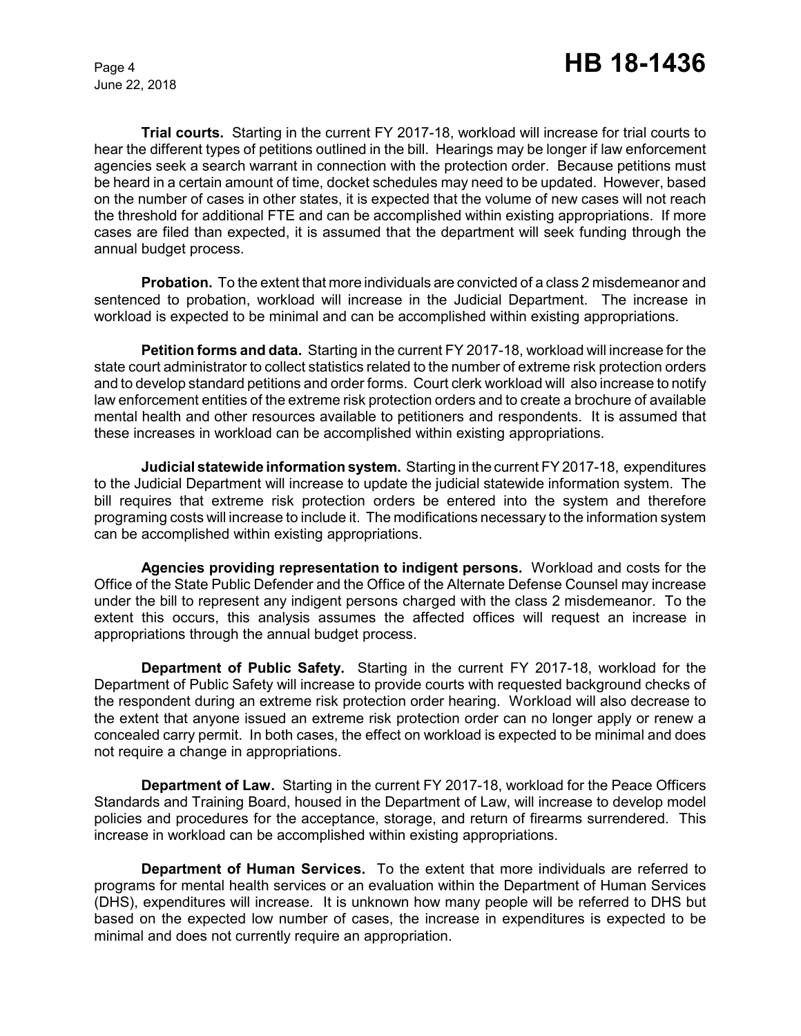**Trial courts.** Starting in the current FY 2017-18, workload will increase for trial courts to hear the different types of petitions outlined in the bill. Hearings may be longer if law enforcement agencies seek a search warrant in connection with the protection order. Because petitions must be heard in a certain amount of time, docket schedules may need to be updated. However, based on the number of cases in other states, it is expected that the volume of new cases will not reach the threshold for additional FTE and can be accomplished within existing appropriations. If more cases are filed than expected, it is assumed that the department will seek funding through the annual budget process.

**Probation.** To the extent that more individuals are convicted of a class 2 misdemeanor and sentenced to probation, workload will increase in the Judicial Department. The increase in workload is expected to be minimal and can be accomplished within existing appropriations.

**Petition forms and data.** Starting in the current FY 2017-18, workload will increase for the state court administrator to collect statistics related to the number of extreme risk protection orders and to develop standard petitions and order forms. Court clerk workload will also increase to notify law enforcement entities of the extreme risk protection orders and to create a brochure of available mental health and other resources available to petitioners and respondents. It is assumed that these increases in workload can be accomplished within existing appropriations.

**Judicial statewide information system.** Starting in the current FY 2017-18, expenditures to the Judicial Department will increase to update the judicial statewide information system. The bill requires that extreme risk protection orders be entered into the system and therefore programing costs will increase to include it. The modifications necessary to the information system can be accomplished within existing appropriations.

**Agencies providing representation to indigent persons.** Workload and costs for the Office of the State Public Defender and the Office of the Alternate Defense Counsel may increase under the bill to represent any indigent persons charged with the class 2 misdemeanor. To the extent this occurs, this analysis assumes the affected offices will request an increase in appropriations through the annual budget process.

**Department of Public Safety.** Starting in the current FY 2017-18, workload for the Department of Public Safety will increase to provide courts with requested background checks of the respondent during an extreme risk protection order hearing. Workload will also decrease to the extent that anyone issued an extreme risk protection order can no longer apply or renew a concealed carry permit. In both cases, the effect on workload is expected to be minimal and does not require a change in appropriations.

**Department of Law.** Starting in the current FY 2017-18, workload for the Peace Officers Standards and Training Board, housed in the Department of Law, will increase to develop model policies and procedures for the acceptance, storage, and return of firearms surrendered. This increase in workload can be accomplished within existing appropriations.

**Department of Human Services.** To the extent that more individuals are referred to programs for mental health services or an evaluation within the Department of Human Services (DHS), expenditures will increase. It is unknown how many people will be referred to DHS but based on the expected low number of cases, the increase in expenditures is expected to be minimal and does not currently require an appropriation.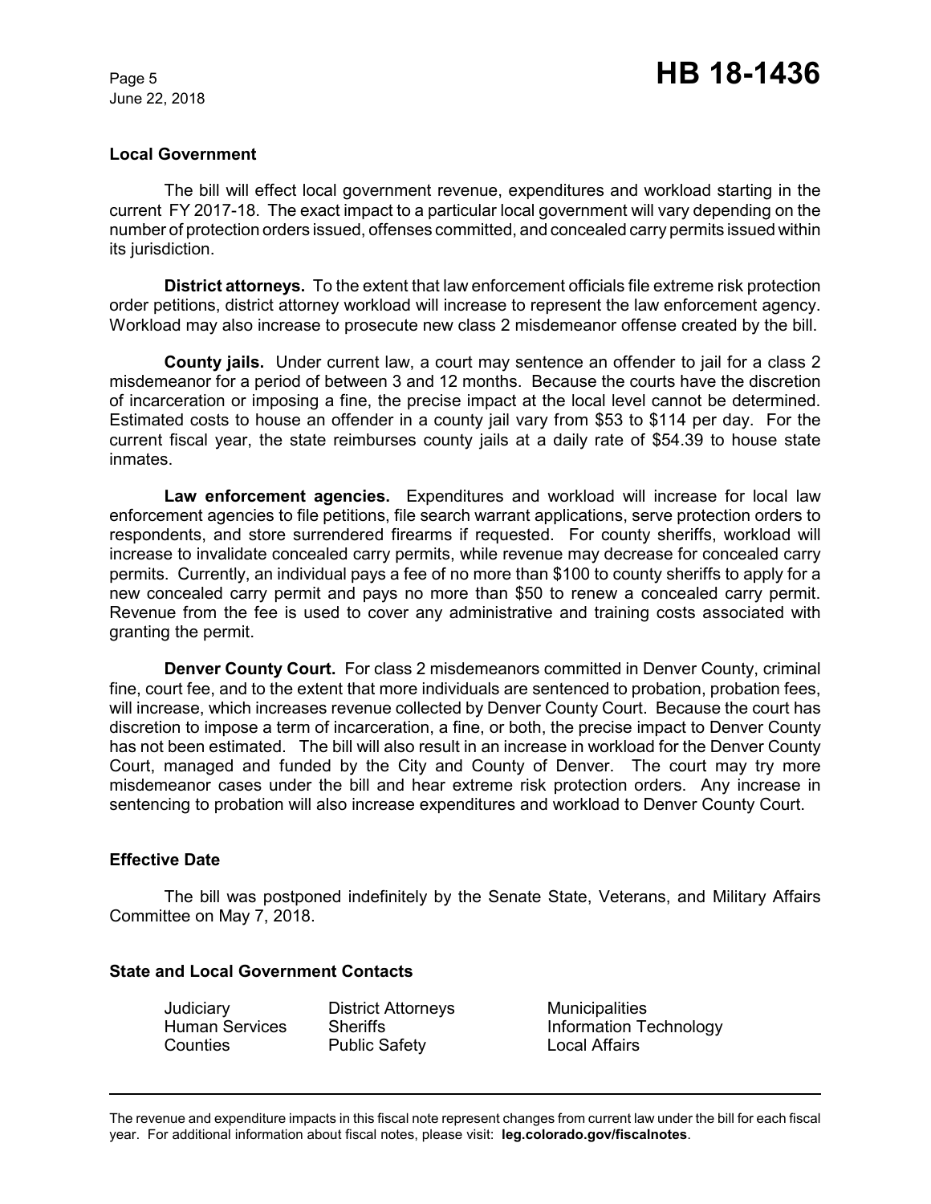### Local Government

The bill will effect local government revenue, expenditures and workload starting in the current FY 2017-18. The exact impact to a particular local government will vary depending on the number of protection orders issued, offenses committed, and concealed carry permits issued within its jurisdiction.

**District attorneys.** To the extent that law enforcement officials file extreme risk protection order petitions, district attorney workload will increase to represent the law enforcement agency. Workload may also increase to prosecute new class 2 misdemeanor offense created by the bill.

**County jails.** Under current law, a court may sentence an offender to jail for a class 2 misdemeanor for a period of between 3 and 12 months. Because the courts have the discretion of incarceration or imposing a fine, the precise impact at the local level cannot be determined. Estimated costs to house an offender in a county jail vary from \$53 to \$114 per day. For the current fiscal year, the state reimburses county jails at a daily rate of \$54.39 to house state inmates.

**Law enforcement agencies.** Expenditures and workload will increase for local law enforcement agencies to file petitions, file search warrant applications, serve protection orders to respondents, and store surrendered firearms if requested. For county sheriffs, workload will increase to invalidate concealed carry permits, while revenue may decrease for concealed carry permits. Currently, an individual pays a fee of no more than \$100 to county sheriffs to apply for a new concealed carry permit and pays no more than \$50 to renew a concealed carry permit. Revenue from the fee is used to cover any administrative and training costs associated with granting the permit.

**Denver County Court.** For class 2 misdemeanors committed in Denver County, criminal fine, court fee, and to the extent that more individuals are sentenced to probation, probation fees, will increase, which increases revenue collected by Denver County Court. Because the court has discretion to impose a term of incarceration, a fine, or both, the precise impact to Denver County has not been estimated. The bill will also result in an increase in workload for the Denver County Court, managed and funded by the City and County of Denver. The court may try more misdemeanor cases under the bill and hear extreme risk protection orders. Any increase in sentencing to probation will also increase expenditures and workload to Denver County Court.

### Effective Date

The bill was postponed indefinitely by the Senate State, Veterans, and Military Affairs Committee on May 7, 2018.

### State and Local Government Contacts

| | | |
|---|---|---|
| Judiciary | District Attorneys | Municipalities |
| Human Services | Sheriffs | Information Technology |
| Counties | Public Safety | Local Affairs |

The revenue and expenditure impacts in this fiscal note represent changes from current law under the bill for each fiscal year. For additional information about fiscal notes, please visit: **leg.colorado.gov/fiscalnotes**.